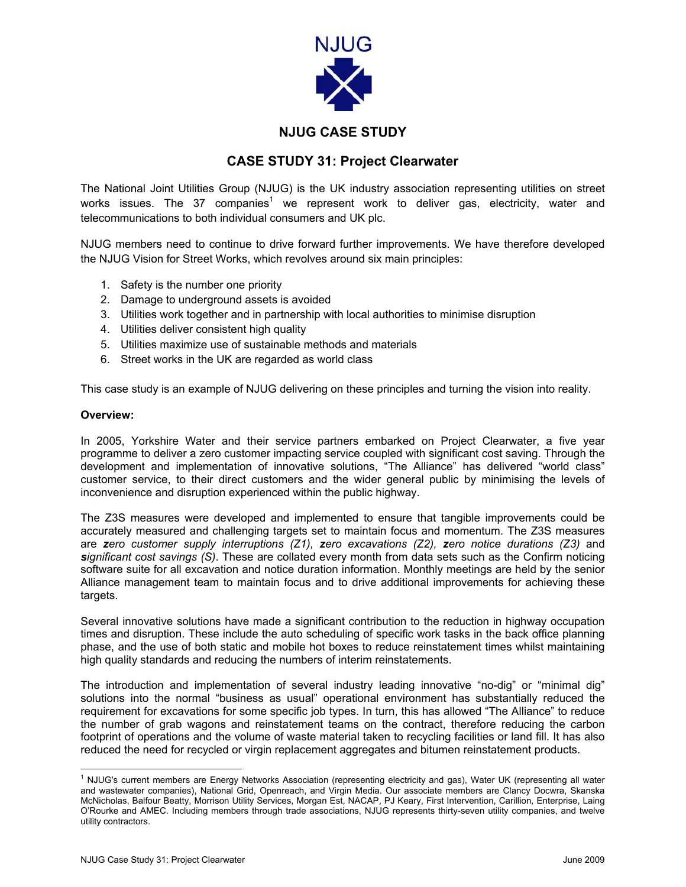NJUG

## NJUG CASE STUDY

# CASE STUDY 31: Project Clearwater

The National Joint Utilities Group (NJUG) is the UK industry association representing utilities on street works issues. The 37 companies[1] we represent work to deliver gas, electricity, water and telecommunications to both individual consumers and UK plc.

NJUG members need to continue to drive forward further improvements. We have therefore developed the NJUG Vision for Street Works, which revolves around six main principles:

1. Safety is the number one priority
2. Damage to underground assets is avoided
3. Utilities work together and in partnership with local authorities to minimise disruption
4. Utilities deliver consistent high quality
5. Utilities maximize use of sustainable methods and materials
6. Street works in the UK are regarded as world class

This case study is an example of NJUG delivering on these principles and turning the vision into reality.

**Overview:**

In 2005, Yorkshire Water and their service partners embarked on Project Clearwater, a five year programme to deliver a zero customer impacting service coupled with significant cost saving. Through the development and implementation of innovative solutions, "The Alliance" has delivered "world class" customer service, to their direct customers and the wider general public by minimising the levels of inconvenience and disruption experienced within the public highway.

The Z3S measures were developed and implemented to ensure that tangible improvements could be accurately measured and challenging targets set to maintain focus and momentum. The Z3S measures are ***z****ero customer supply interruptions (Z1),* ***z****ero excavations (Z2),* ***z****ero notice durations (Z3)* and ***s****ignificant cost savings (S)*. These are collated every month from data sets such as the Confirm noticing software suite for all excavation and notice duration information. Monthly meetings are held by the senior Alliance management team to maintain focus and to drive additional improvements for achieving these targets.

Several innovative solutions have made a significant contribution to the reduction in highway occupation times and disruption. These include the auto scheduling of specific work tasks in the back office planning phase, and the use of both static and mobile hot boxes to reduce reinstatement times whilst maintaining high quality standards and reducing the numbers of interim reinstatements.

The introduction and implementation of several industry leading innovative "no-dig" or "minimal dig" solutions into the normal "business as usual" operational environment has substantially reduced the requirement for excavations for some specific job types. In turn, this has allowed "The Alliance" to reduce the number of grab wagons and reinstatement teams on the contract, therefore reducing the carbon footprint of operations and the volume of waste material taken to recycling facilities or land fill. It has also reduced the need for recycled or virgin replacement aggregates and bitumen reinstatement products.

---

[1] NJUG's current members are Energy Networks Association (representing electricity and gas), Water UK (representing all water and wastewater companies), National Grid, Openreach, and Virgin Media. Our associate members are Clancy Docwra, Skanska McNicholas, Balfour Beatty, Morrison Utility Services, Morgan Est, NACAP, PJ Keary, First Intervention, Carillion, Enterprise, Laing O'Rourke and AMEC. Including members through trade associations, NJUG represents thirty-seven utility companies, and twelve utility contractors.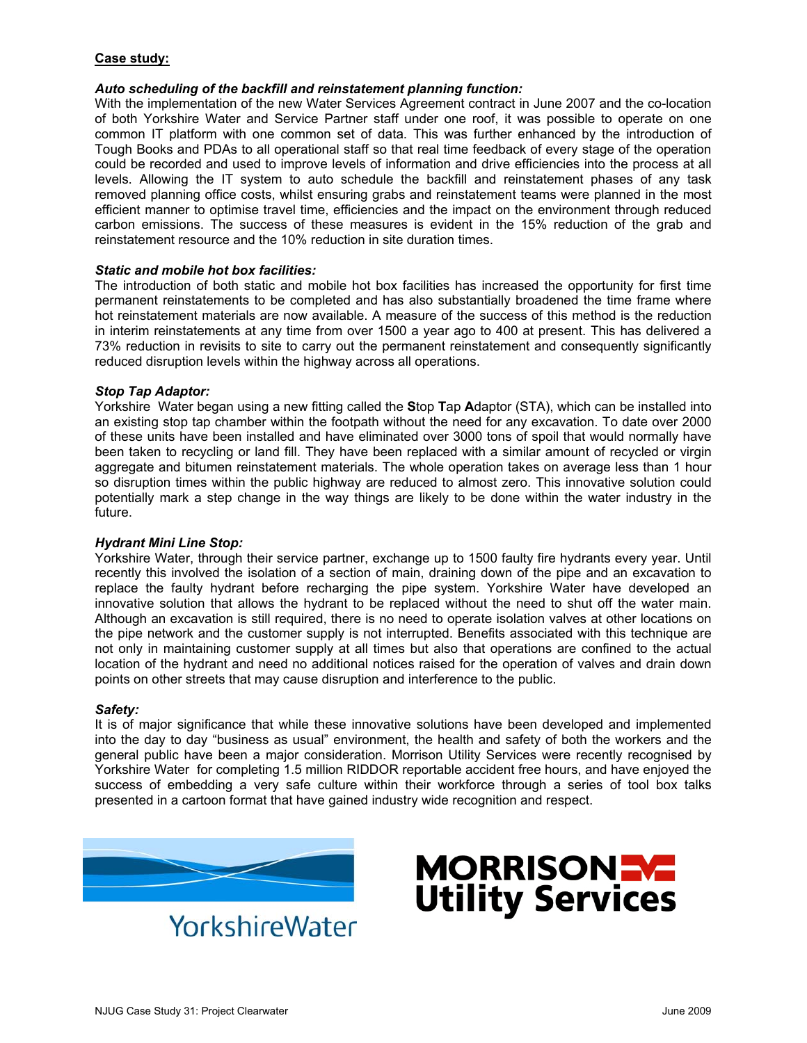**Case study:**

***Auto scheduling of the backfill and reinstatement planning function:***

With the implementation of the new Water Services Agreement contract in June 2007 and the co-location of both Yorkshire Water and Service Partner staff under one roof, it was possible to operate on one common IT platform with one common set of data. This was further enhanced by the introduction of Tough Books and PDAs to all operational staff so that real time feedback of every stage of the operation could be recorded and used to improve levels of information and drive efficiencies into the process at all levels. Allowing the IT system to auto schedule the backfill and reinstatement phases of any task removed planning office costs, whilst ensuring grabs and reinstatement teams were planned in the most efficient manner to optimise travel time, efficiencies and the impact on the environment through reduced carbon emissions. The success of these measures is evident in the 15% reduction of the grab and reinstatement resource and the 10% reduction in site duration times.

***Static and mobile hot box facilities:***

The introduction of both static and mobile hot box facilities has increased the opportunity for first time permanent reinstatements to be completed and has also substantially broadened the time frame where hot reinstatement materials are now available. A measure of the success of this method is the reduction in interim reinstatements at any time from over 1500 a year ago to 400 at present. This has delivered a 73% reduction in revisits to site to carry out the permanent reinstatement and consequently significantly reduced disruption levels within the highway across all operations.

***Stop Tap Adaptor:***

Yorkshire Water began using a new fitting called the **S**top **T**ap **A**daptor (STA), which can be installed into an existing stop tap chamber within the footpath without the need for any excavation. To date over 2000 of these units have been installed and have eliminated over 3000 tons of spoil that would normally have been taken to recycling or land fill. They have been replaced with a similar amount of recycled or virgin aggregate and bitumen reinstatement materials. The whole operation takes on average less than 1 hour so disruption times within the public highway are reduced to almost zero. This innovative solution could potentially mark a step change in the way things are likely to be done within the water industry in the future.

***Hydrant Mini Line Stop:***

Yorkshire Water, through their service partner, exchange up to 1500 faulty fire hydrants every year. Until recently this involved the isolation of a section of main, draining down of the pipe and an excavation to replace the faulty hydrant before recharging the pipe system. Yorkshire Water have developed an innovative solution that allows the hydrant to be replaced without the need to shut off the water main. Although an excavation is still required, there is no need to operate isolation valves at other locations on the pipe network and the customer supply is not interrupted. Benefits associated with this technique are not only in maintaining customer supply at all times but also that operations are confined to the actual location of the hydrant and need no additional notices raised for the operation of valves and drain down points on other streets that may cause disruption and interference to the public.

***Safety:***

It is of major significance that while these innovative solutions have been developed and implemented into the day to day "business as usual" environment, the health and safety of both the workers and the general public have been a major consideration. Morrison Utility Services were recently recognised by Yorkshire Water for completing 1.5 million RIDDOR reportable accident free hours, and have enjoyed the success of embedding a very safe culture within their workforce through a series of tool box talks presented in a cartoon format that have gained industry wide recognition and respect.

YorkshireWater

MORRISON Utility Services